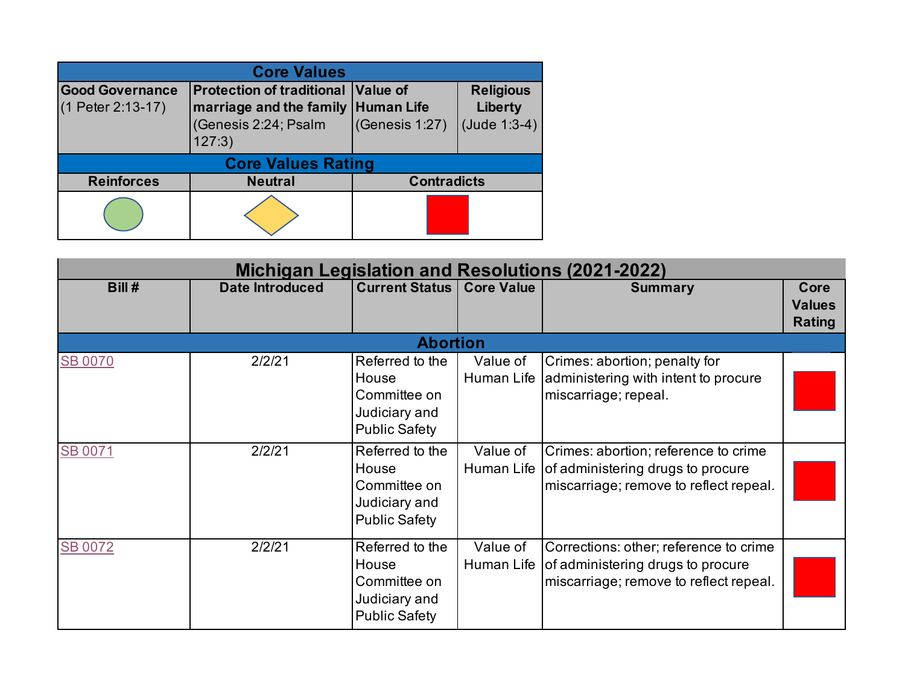| Core Values | | | |
| --- | --- | --- | --- |
| **Good Governance** (1 Peter 2:13-17) | **Protection of traditional marriage and the family** (Genesis 2:24; Psalm 127:3) | **Value of Human Life** (Genesis 1:27) | **Religious Liberty** (Jude 1:3-4) |

| Core Values Rating | | |
| --- | --- | --- |
| **Reinforces** | **Neutral** | **Contradicts** |
| Green circle | Yellow diamond | Red square |

| Michigan Legislation and Resolutions (2021-2022) | | | | | |
| --- | --- | --- | --- | --- | --- |
| **Bill #** | **Date Introduced** | **Current Status** | **Core Value** | **Summary** | **Core Values Rating** |
| **Abortion** | | | | | |
| SB 0070 | 2/2/21 | Referred to the House Committee on Judiciary and Public Safety | Value of Human Life | Crimes: abortion; penalty for administering with intent to procure miscarriage; repeal. | Contradicts |
| SB 0071 | 2/2/21 | Referred to the House Committee on Judiciary and Public Safety | Value of Human Life | Crimes: abortion; reference to crime of administering drugs to procure miscarriage; remove to reflect repeal. | Contradicts |
| SB 0072 | 2/2/21 | Referred to the House Committee on Judiciary and Public Safety | Value of Human Life | Corrections: other; reference to crime of administering drugs to procure miscarriage; remove to reflect repeal. | Contradicts |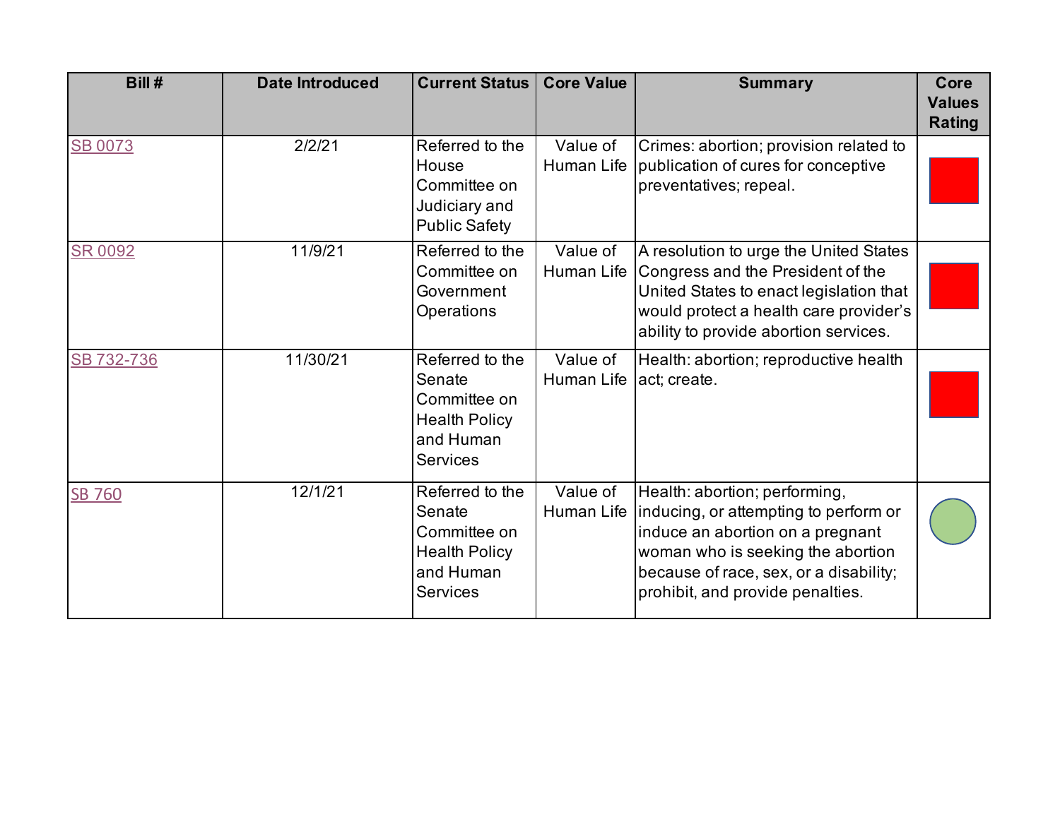| Bill # | Date Introduced | Current Status | Core Value | Summary | Core Values Rating |
|---|---|---|---|---|---|
| SB 0073 | 2/2/21 | Referred to the House Committee on Judiciary and Public Safety | Value of Human Life | Crimes: abortion; provision related to publication of cures for conceptive preventatives; repeal. | |
| SR 0092 | 11/9/21 | Referred to the Committee on Government Operations | Value of Human Life | A resolution to urge the United States Congress and the President of the United States to enact legislation that would protect a health care provider's ability to provide abortion services. | |
| SB 732-736 | 11/30/21 | Referred to the Senate Committee on Health Policy and Human Services | Value of Human Life | Health: abortion; reproductive health act; create. | |
| SB 760 | 12/1/21 | Referred to the Senate Committee on Health Policy and Human Services | Value of Human Life | Health: abortion; performing, inducing, or attempting to perform or induce an abortion on a pregnant woman who is seeking the abortion because of race, sex, or a disability; prohibit, and provide penalties. | |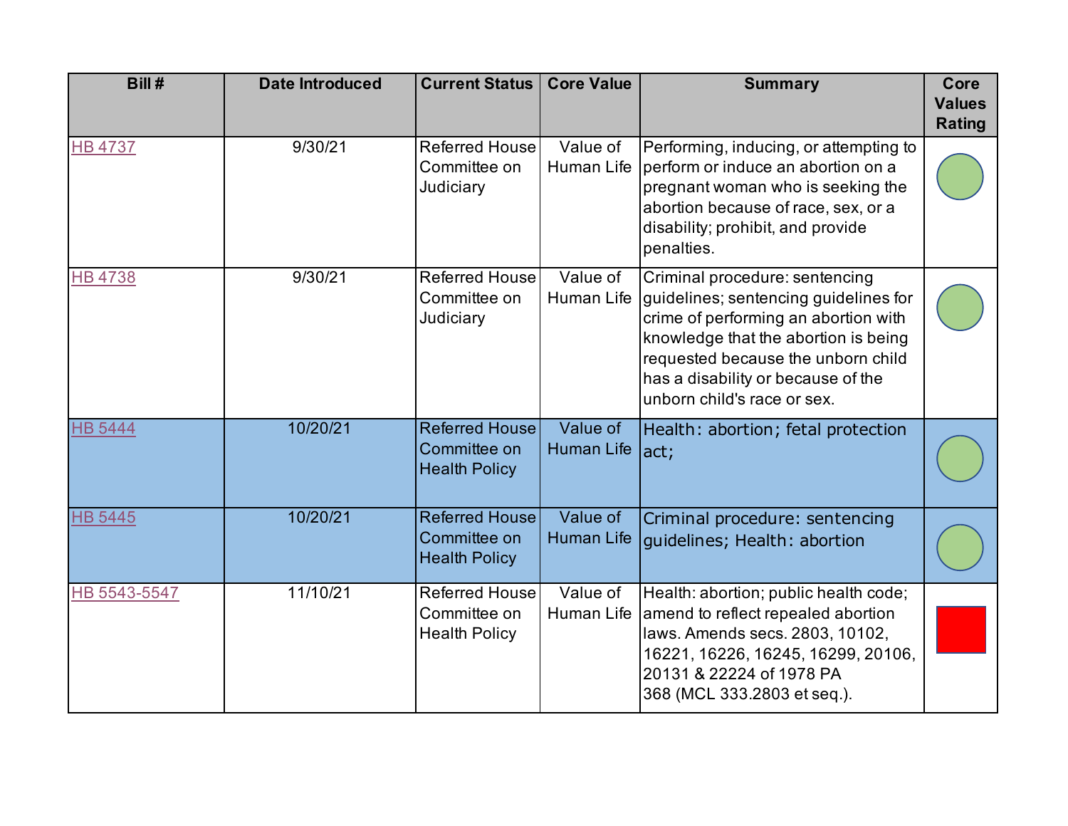| Bill # | Date Introduced | Current Status | Core Value | Summary | Core Values Rating |
|---|---|---|---|---|---|
| HB 4737 | 9/30/21 | Referred House Committee on Judiciary | Value of Human Life | Performing, inducing, or attempting to perform or induce an abortion on a pregnant woman who is seeking the abortion because of race, sex, or a disability; prohibit, and provide penalties. | 🟢 |
| HB 4738 | 9/30/21 | Referred House Committee on Judiciary | Value of Human Life | Criminal procedure: sentencing guidelines; sentencing guidelines for crime of performing an abortion with knowledge that the abortion is being requested because the unborn child has a disability or because of the unborn child's race or sex. | 🟢 |
| HB 5444 | 10/20/21 | Referred House Committee on Health Policy | Value of Human Life | Health: abortion; fetal protection act; | 🟢 |
| HB 5445 | 10/20/21 | Referred House Committee on Health Policy | Value of Human Life | Criminal procedure: sentencing guidelines; Health: abortion | 🟢 |
| HB 5543-5547 | 11/10/21 | Referred House Committee on Health Policy | Value of Human Life | Health: abortion; public health code; amend to reflect repealed abortion laws. Amends secs. 2803, 10102, 16221, 16226, 16245, 16299, 20106, 20131 & 22224 of 1978 PA 368 (MCL 333.2803 et seq.). | 🟥 |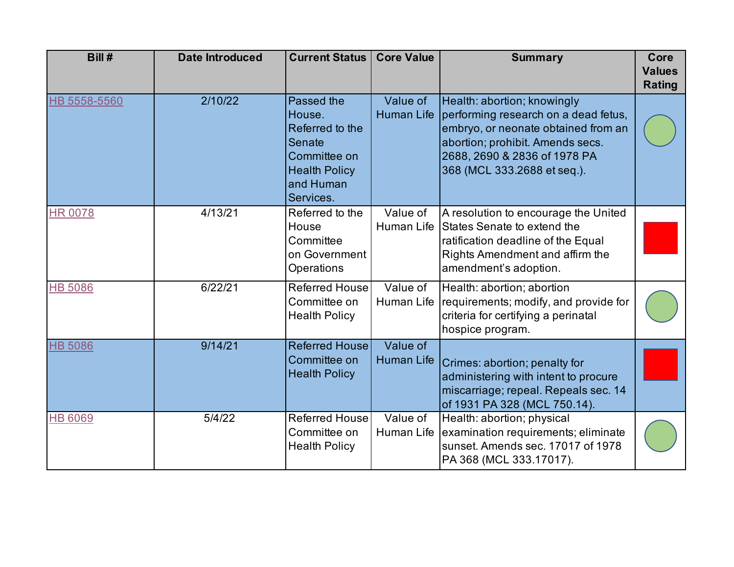| Bill # | Date Introduced | Current Status | Core Value | Summary | Core Values Rating |
|---|---|---|---|---|---|
| HB 5558-5560 | 2/10/22 | Passed the House. Referred to the Senate Committee on Health Policy and Human Services. | Value of Human Life | Health: abortion; knowingly performing research on a dead fetus, embryo, or neonate obtained from an abortion; prohibit. Amends secs. 2688, 2690 & 2836 of 1978 PA 368 (MCL 333.2688 et seq.). | Green circle |
| HR 0078 | 4/13/21 | Referred to the House Committee on Government Operations | Value of Human Life | A resolution to encourage the United States Senate to extend the ratification deadline of the Equal Rights Amendment and affirm the amendment's adoption. | Red square |
| HB 5086 | 6/22/21 | Referred House Committee on Health Policy | Value of Human Life | Health: abortion; abortion requirements; modify, and provide for criteria for certifying a perinatal hospice program. | Green circle |
| HB 5086 | 9/14/21 | Referred House Committee on Health Policy | Value of Human Life | Crimes: abortion; penalty for administering with intent to procure miscarriage; repeal. Repeals sec. 14 of 1931 PA 328 (MCL 750.14). | Red square |
| HB 6069 | 5/4/22 | Referred House Committee on Health Policy | Value of Human Life | Health: abortion; physical examination requirements; eliminate sunset. Amends sec. 17017 of 1978 PA 368 (MCL 333.17017). | Green circle |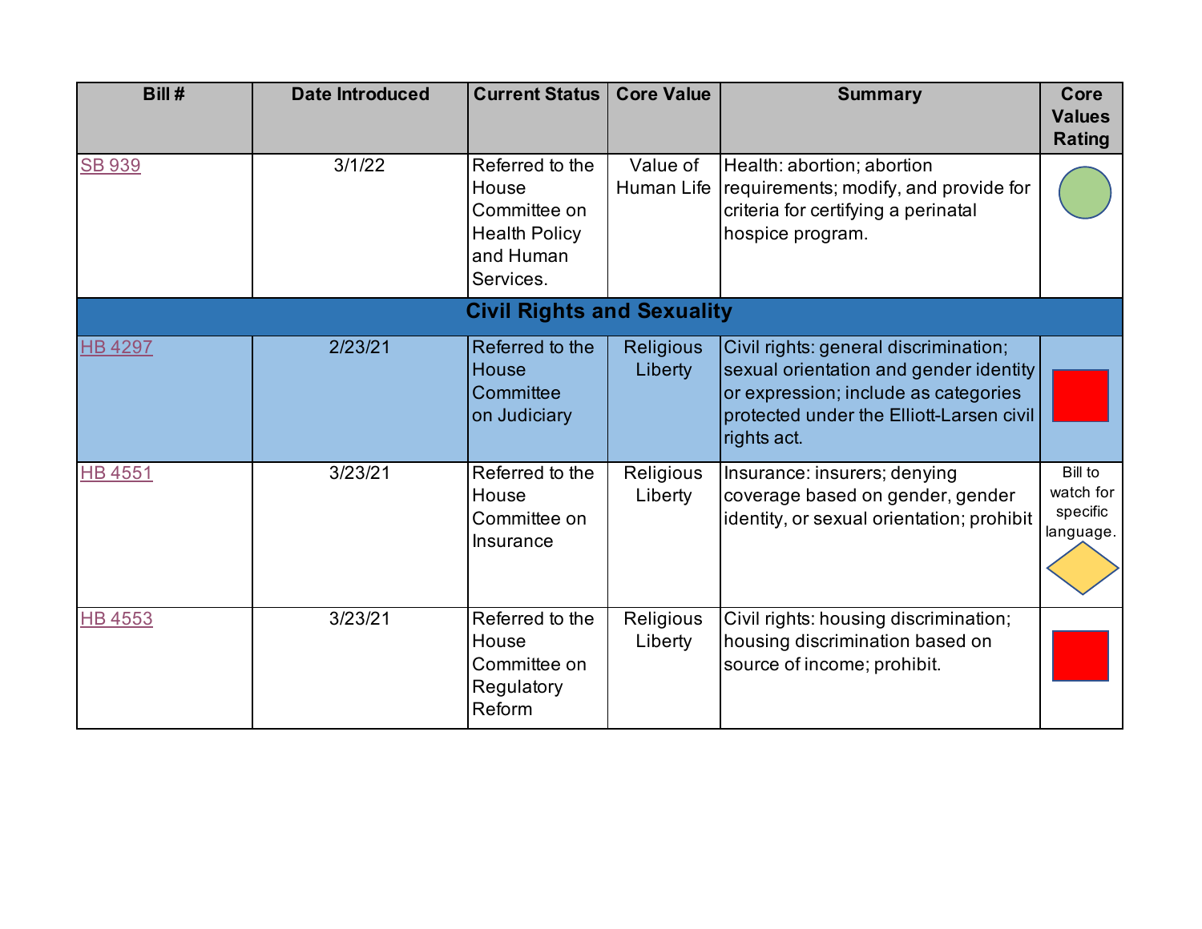| Bill # | Date Introduced | Current Status | Core Value | Summary | Core Values Rating |
|---|---|---|---|---|---|
| SB 939 | 3/1/22 | Referred to the House Committee on Health Policy and Human Services. | Value of Human Life | Health: abortion; abortion requirements; modify, and provide for criteria for certifying a perinatal hospice program. | |
| **Civil Rights and Sexuality** | | | | | |
| HB 4297 | 2/23/21 | Referred to the House Committee on Judiciary | Religious Liberty | Civil rights: general discrimination; sexual orientation and gender identity or expression; include as categories protected under the Elliott-Larsen civil rights act. | |
| HB 4551 | 3/23/21 | Referred to the House Committee on Insurance | Religious Liberty | Insurance: insurers; denying coverage based on gender, gender identity, or sexual orientation; prohibit | Bill to watch for specific language. |
| HB 4553 | 3/23/21 | Referred to the House Committee on Regulatory Reform | Religious Liberty | Civil rights: housing discrimination; housing discrimination based on source of income; prohibit. | |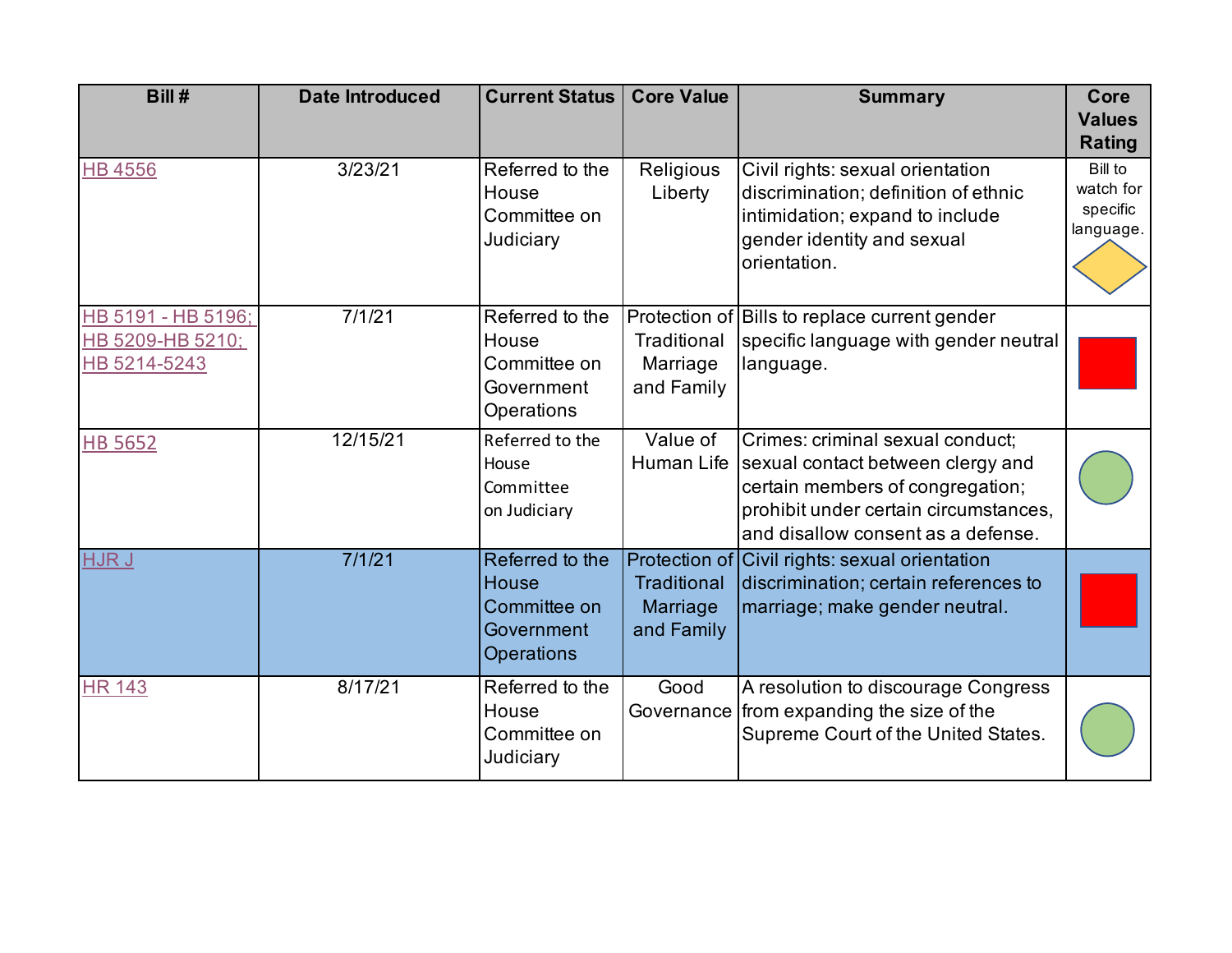| Bill # | Date Introduced | Current Status | Core Value | Summary | Core Values Rating |
|---|---|---|---|---|---|
| HB 4556 | 3/23/21 | Referred to the House Committee on Judiciary | Religious Liberty | Civil rights: sexual orientation discrimination; definition of ethnic intimidation; expand to include gender identity and sexual orientation. | Bill to watch for specific language. |
| HB 5191 - HB 5196; HB 5209-HB 5210; HB 5214-5243 | 7/1/21 | Referred to the House Committee on Government Operations | Protection of Traditional Marriage and Family | Bills to replace current gender specific language with gender neutral language. | |
| HB 5652 | 12/15/21 | Referred to the House Committee on Judiciary | Value of Human Life | Crimes: criminal sexual conduct; sexual contact between clergy and certain members of congregation; prohibit under certain circumstances, and disallow consent as a defense. | |
| HJR J | 7/1/21 | Referred to the House Committee on Government Operations | Protection of Traditional Marriage and Family | Civil rights: sexual orientation discrimination; certain references to marriage; make gender neutral. | |
| HR 143 | 8/17/21 | Referred to the House Committee on Judiciary | Good Governance | A resolution to discourage Congress from expanding the size of the Supreme Court of the United States. | |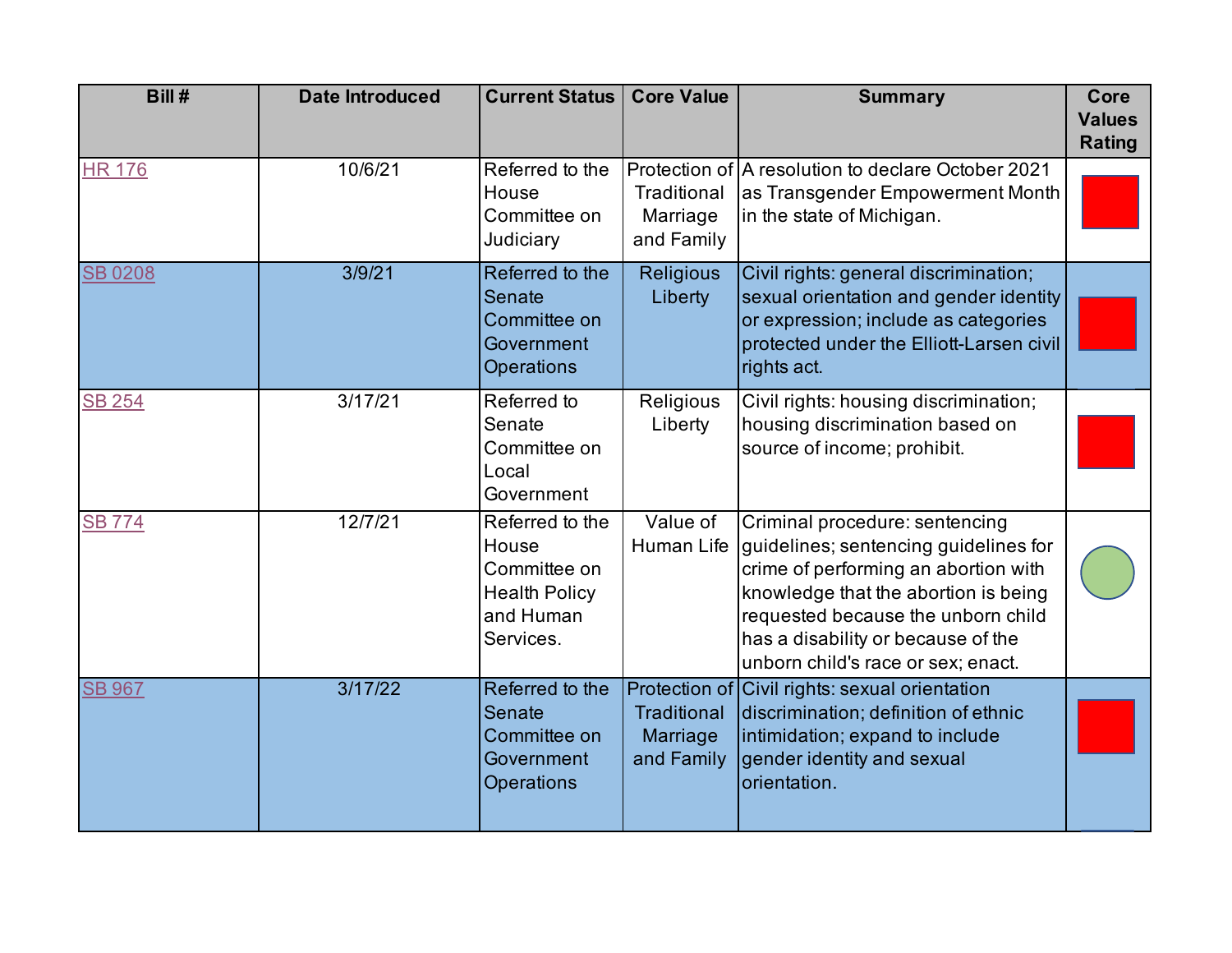| Bill # | Date Introduced | Current Status | Core Value | Summary | Core Values Rating |
|---|---|---|---|---|---|
| HR 176 | 10/6/21 | Referred to the House Committee on Judiciary | Protection of Traditional Marriage and Family | A resolution to declare October 2021 as Transgender Empowerment Month in the state of Michigan. | Red square |
| SB 0208 | 3/9/21 | Referred to the Senate Committee on Government Operations | Religious Liberty | Civil rights: general discrimination; sexual orientation and gender identity or expression; include as categories protected under the Elliott-Larsen civil rights act. | Red square |
| SB 254 | 3/17/21 | Referred to Senate Committee on Local Government | Religious Liberty | Civil rights: housing discrimination; housing discrimination based on source of income; prohibit. | Red square |
| SB 774 | 12/7/21 | Referred to the House Committee on Health Policy and Human Services. | Value of Human Life | Criminal procedure: sentencing guidelines; sentencing guidelines for crime of performing an abortion with knowledge that the abortion is being requested because the unborn child has a disability or because of the unborn child's race or sex; enact. | Green circle |
| SB 967 | 3/17/22 | Referred to the Senate Committee on Government Operations | Protection of Traditional Marriage and Family | Civil rights: sexual orientation discrimination; definition of ethnic intimidation; expand to include gender identity and sexual orientation. | Red square |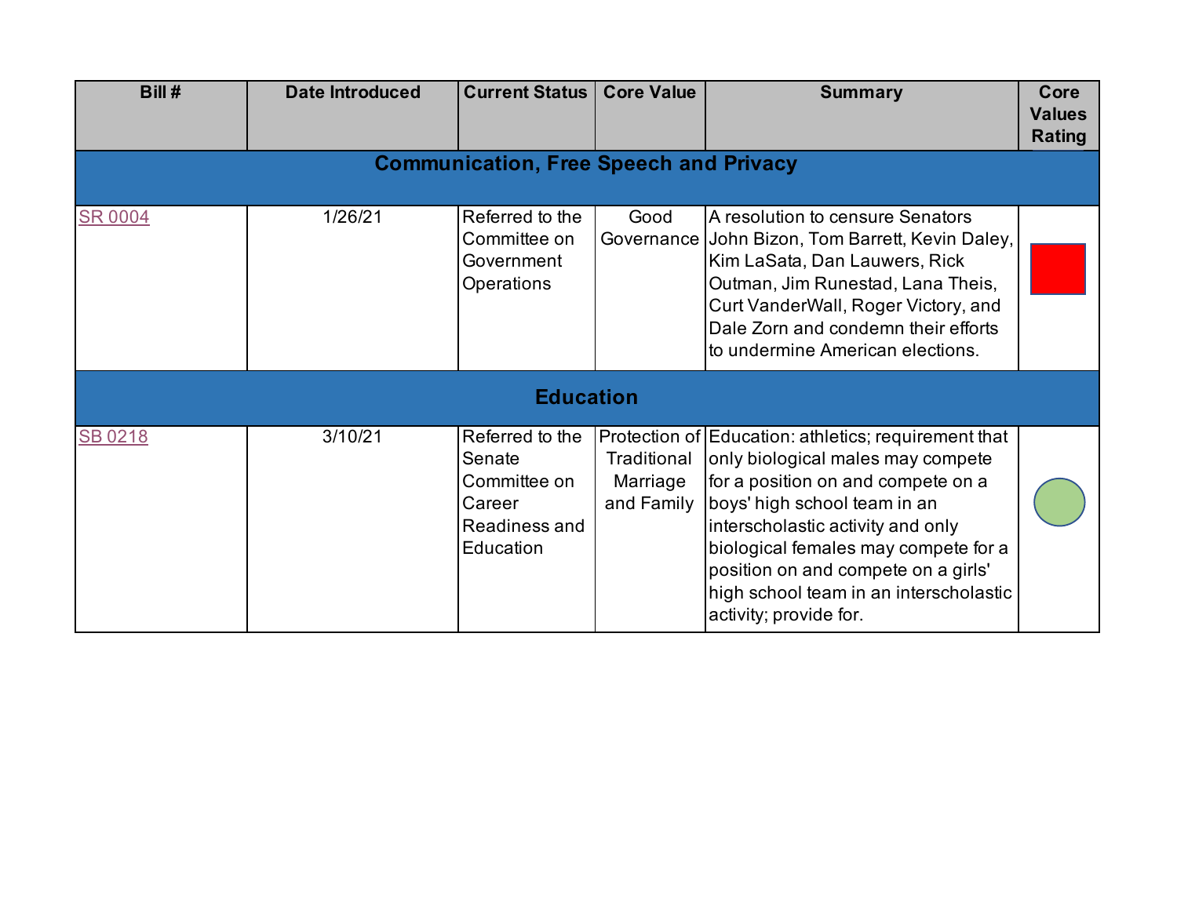| Bill # | Date Introduced | Current Status | Core Value | Summary | Core Values Rating |
|---|---|---|---|---|---|
| **Communication, Free Speech and Privacy** | | | | | |
| SR 0004 | 1/26/21 | Referred to the Committee on Government Operations | Good Governance | A resolution to censure Senators John Bizon, Tom Barrett, Kevin Daley, Kim LaSata, Dan Lauwers, Rick Outman, Jim Runestad, Lana Theis, Curt VanderWall, Roger Victory, and Dale Zorn and condemn their efforts to undermine American elections. | |
| **Education** | | | | | |
| SB 0218 | 3/10/21 | Referred to the Senate Committee on Career Readiness and Education | Protection of Traditional Marriage and Family | Education: athletics; requirement that only biological males may compete for a position on and compete on a boys' high school team in an interscholastic activity and only biological females may compete for a position on and compete on a girls' high school team in an interscholastic activity; provide for. | |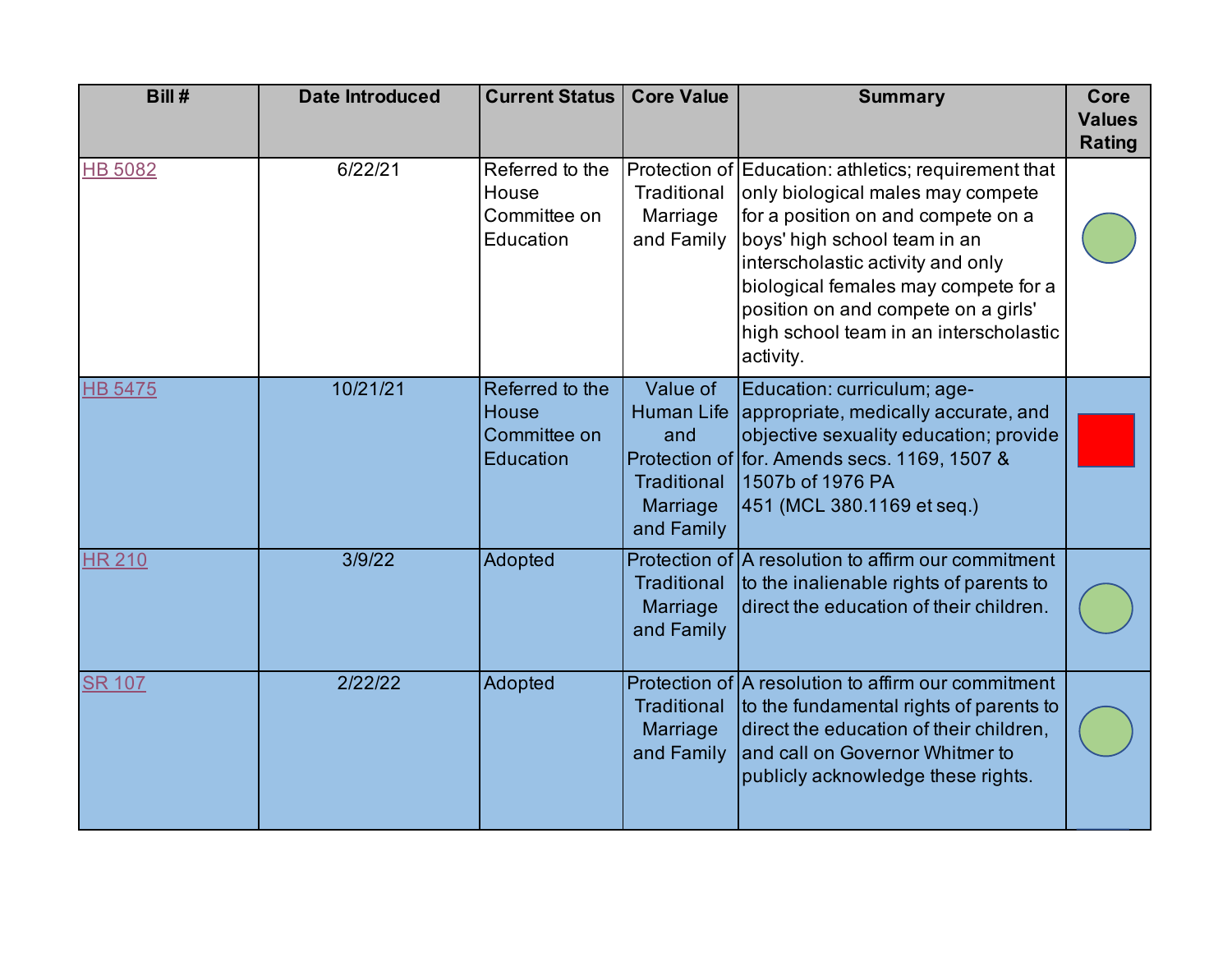| Bill # | Date Introduced | Current Status | Core Value | Summary | Core Values Rating |
|---|---|---|---|---|---|
| HB 5082 | 6/22/21 | Referred to the House Committee on Education | Protection of Traditional Marriage and Family | Education: athletics; requirement that only biological males may compete for a position on and compete on a boys' high school team in an interscholastic activity and only biological females may compete for a position on and compete on a girls' high school team in an interscholastic activity. | |
| HB 5475 | 10/21/21 | Referred to the House Committee on Education | Value of Human Life and Protection of Traditional Marriage and Family | Education: curriculum; age-appropriate, medically accurate, and objective sexuality education; provide for. Amends secs. 1169, 1507 & 1507b of 1976 PA 451 (MCL 380.1169 et seq.) | |
| HR 210 | 3/9/22 | Adopted | Protection of Traditional Marriage and Family | A resolution to affirm our commitment to the inalienable rights of parents to direct the education of their children. | |
| SR 107 | 2/22/22 | Adopted | Protection of Traditional Marriage and Family | A resolution to affirm our commitment to the fundamental rights of parents to direct the education of their children, and call on Governor Whitmer to publicly acknowledge these rights. | |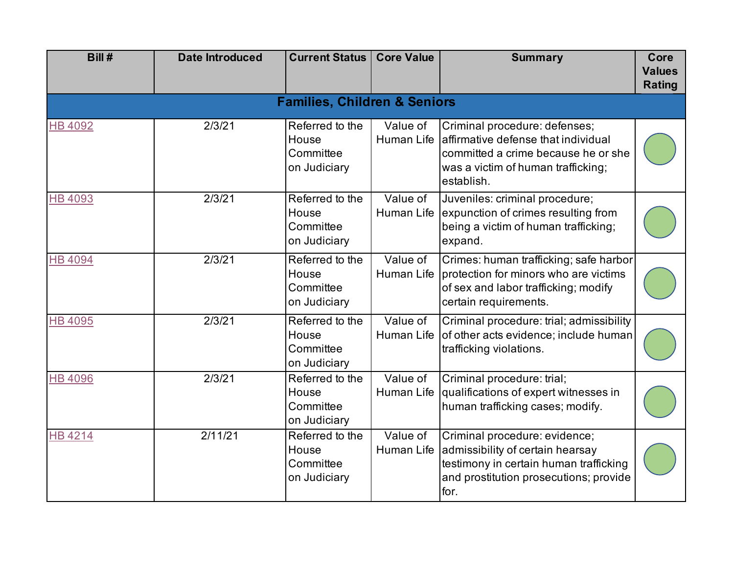| Bill # | Date Introduced | Current Status | Core Value | Summary | Core Values Rating |
|---|---|---|---|---|---|
| **Families, Children & Seniors** | | | | | |
| HB 4092 | 2/3/21 | Referred to the House Committee on Judiciary | Value of Human Life | Criminal procedure: defenses; affirmative defense that individual committed a crime because he or she was a victim of human trafficking; establish. | |
| HB 4093 | 2/3/21 | Referred to the House Committee on Judiciary | Value of Human Life | Juveniles: criminal procedure; expunction of crimes resulting from being a victim of human trafficking; expand. | |
| HB 4094 | 2/3/21 | Referred to the House Committee on Judiciary | Value of Human Life | Crimes: human trafficking; safe harbor protection for minors who are victims of sex and labor trafficking; modify certain requirements. | |
| HB 4095 | 2/3/21 | Referred to the House Committee on Judiciary | Value of Human Life | Criminal procedure: trial; admissibility of other acts evidence; include human trafficking violations. | |
| HB 4096 | 2/3/21 | Referred to the House Committee on Judiciary | Value of Human Life | Criminal procedure: trial; qualifications of expert witnesses in human trafficking cases; modify. | |
| HB 4214 | 2/11/21 | Referred to the House Committee on Judiciary | Value of Human Life | Criminal procedure: evidence; admissibility of certain hearsay testimony in certain human trafficking and prostitution prosecutions; provide for. | |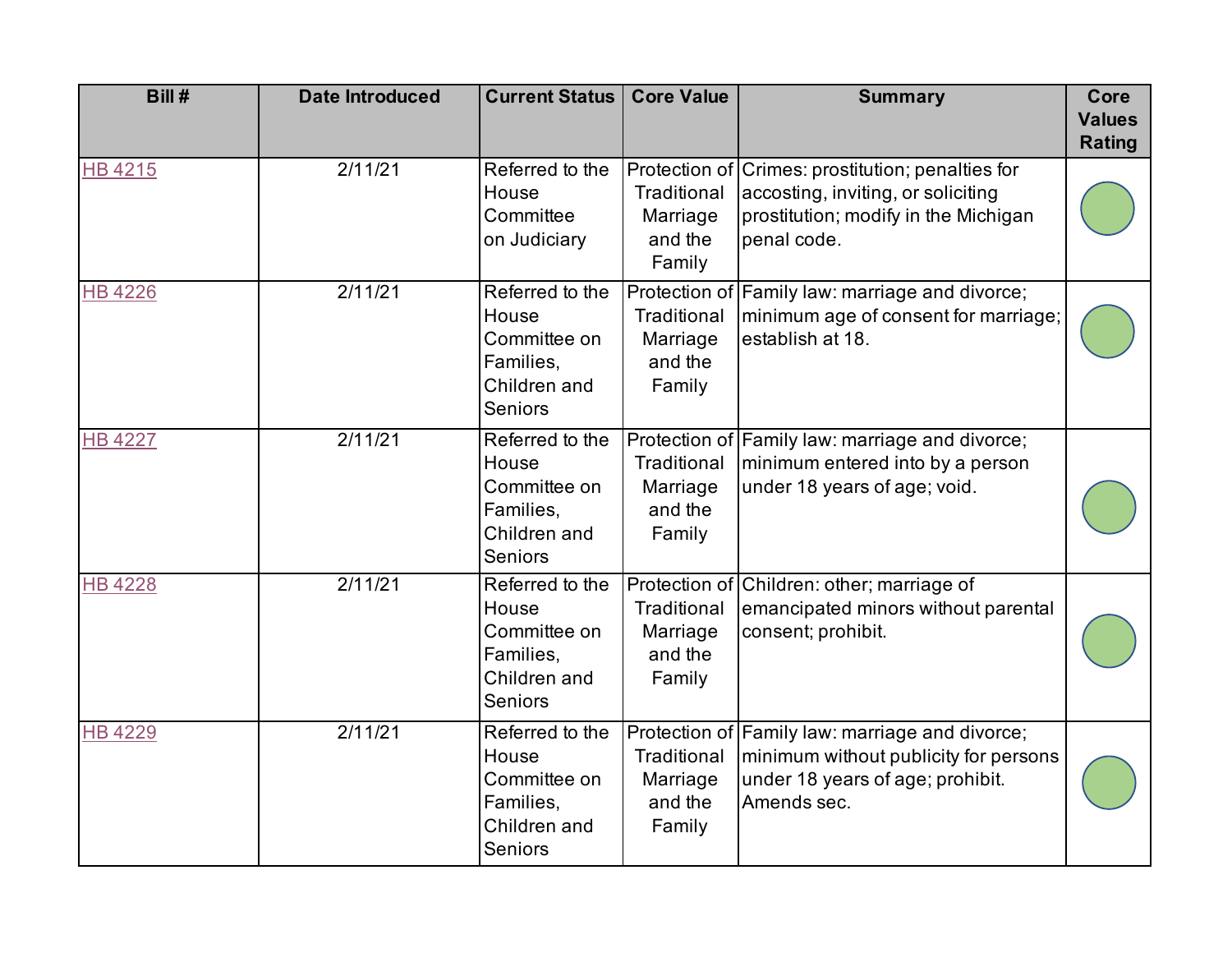| Bill # | Date Introduced | Current Status | Core Value | Summary | Core Values Rating |
| --- | --- | --- | --- | --- | --- |
| HB 4215 | 2/11/21 | Referred to the House Committee on Judiciary | Protection of Traditional Marriage and the Family | Crimes: prostitution; penalties for accosting, inviting, or soliciting prostitution; modify in the Michigan penal code. | |
| HB 4226 | 2/11/21 | Referred to the House Committee on Families, Children and Seniors | Protection of Traditional Marriage and the Family | Family law: marriage and divorce; minimum age of consent for marriage; establish at 18. | |
| HB 4227 | 2/11/21 | Referred to the House Committee on Families, Children and Seniors | Protection of Traditional Marriage and the Family | Family law: marriage and divorce; minimum entered into by a person under 18 years of age; void. | |
| HB 4228 | 2/11/21 | Referred to the House Committee on Families, Children and Seniors | Protection of Traditional Marriage and the Family | Children: other; marriage of emancipated minors without parental consent; prohibit. | |
| HB 4229 | 2/11/21 | Referred to the House Committee on Families, Children and Seniors | Protection of Traditional Marriage and the Family | Family law: marriage and divorce; minimum without publicity for persons under 18 years of age; prohibit. Amends sec. | |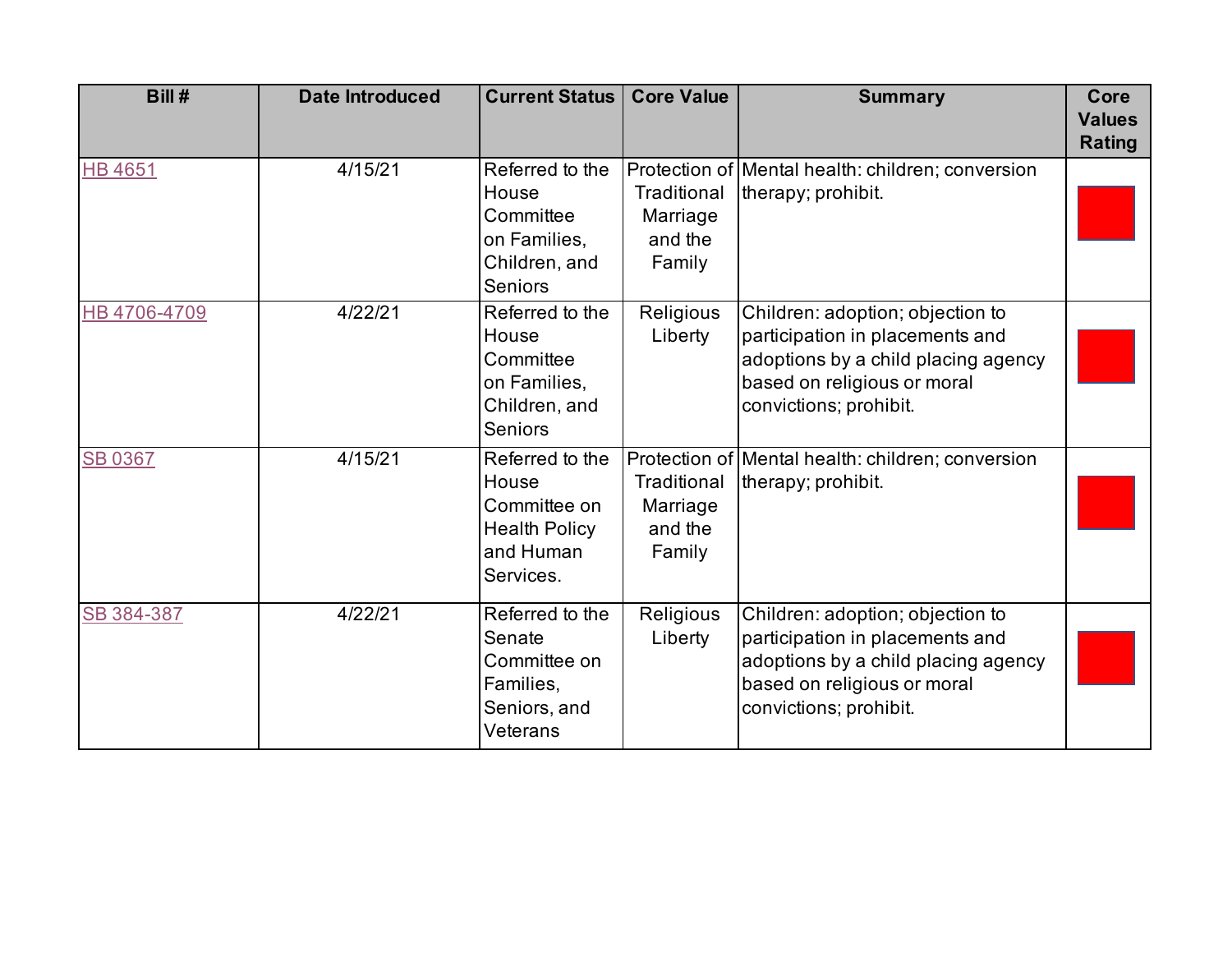| Bill # | Date Introduced | Current Status | Core Value | Summary | Core Values Rating |
|---|---|---|---|---|---|
| HB 4651 | 4/15/21 | Referred to the House Committee on Families, Children, and Seniors | Protection of Traditional Marriage and the Family | Mental health: children; conversion therapy; prohibit. | |
| HB 4706-4709 | 4/22/21 | Referred to the House Committee on Families, Children, and Seniors | Religious Liberty | Children: adoption; objection to participation in placements and adoptions by a child placing agency based on religious or moral convictions; prohibit. | |
| SB 0367 | 4/15/21 | Referred to the House Committee on Health Policy and Human Services. | Protection of Traditional Marriage and the Family | Mental health: children; conversion therapy; prohibit. | |
| SB 384-387 | 4/22/21 | Referred to the Senate Committee on Families, Seniors, and Veterans | Religious Liberty | Children: adoption; objection to participation in placements and adoptions by a child placing agency based on religious or moral convictions; prohibit. | |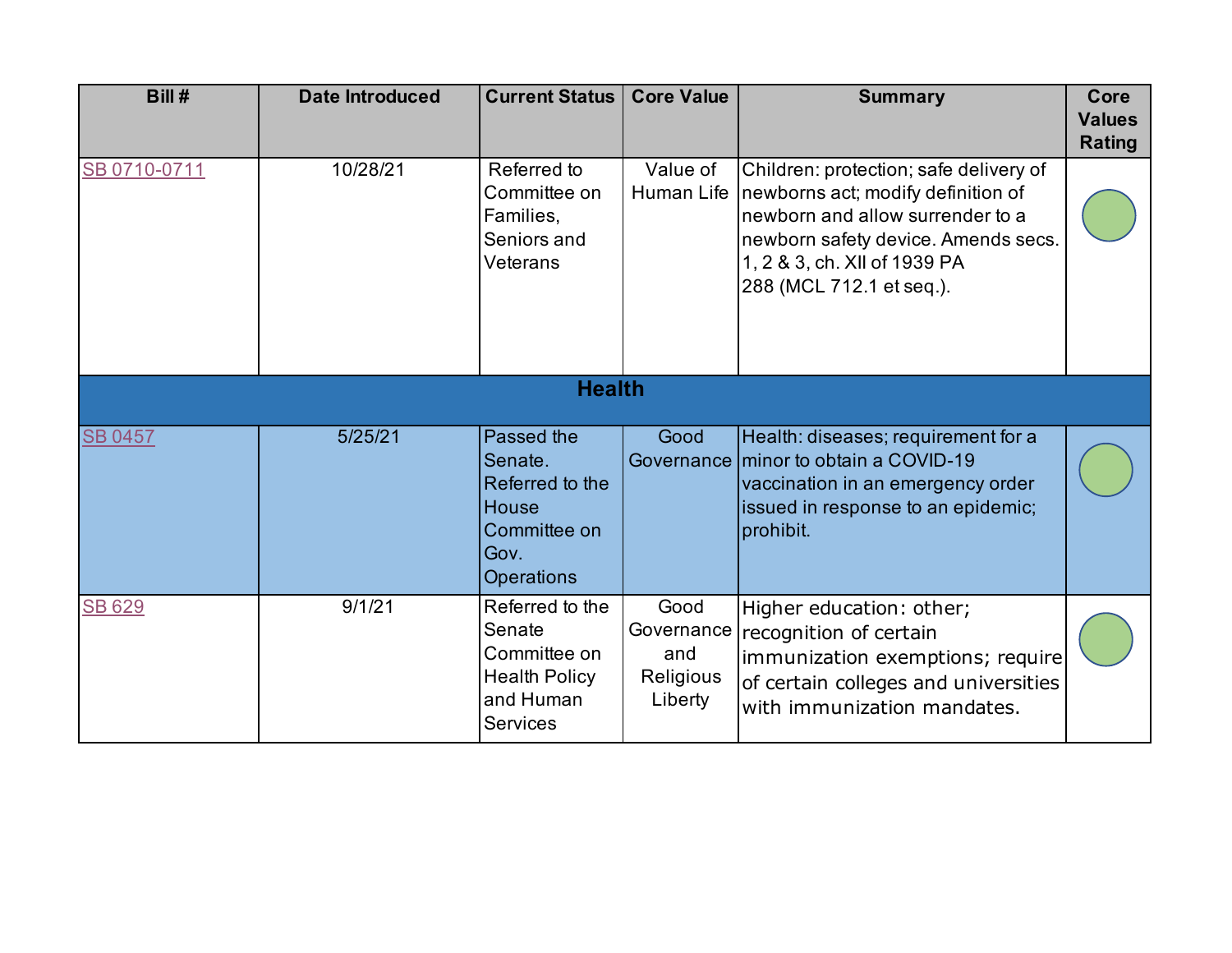| Bill # | Date Introduced | Current Status | Core Value | Summary | Core Values Rating |
|---|---|---|---|---|---|
| SB 0710-0711 | 10/28/21 | Referred to Committee on Families, Seniors and Veterans | Value of Human Life | Children: protection; safe delivery of newborns act; modify definition of newborn and allow surrender to a newborn safety device. Amends secs. 1, 2 & 3, ch. XII of 1939 PA 288 (MCL 712.1 et seq.). | |
| **Health** | | | | | |
| SB 0457 | 5/25/21 | Passed the Senate. Referred to the House Committee on Gov. Operations | Good Governance | Health: diseases; requirement for a minor to obtain a COVID-19 vaccination in an emergency order issued in response to an epidemic; prohibit. | |
| SB 629 | 9/1/21 | Referred to the Senate Committee on Health Policy and Human Services | Good Governance and Religious Liberty | Higher education: other; recognition of certain immunization exemptions; require of certain colleges and universities with immunization mandates. | |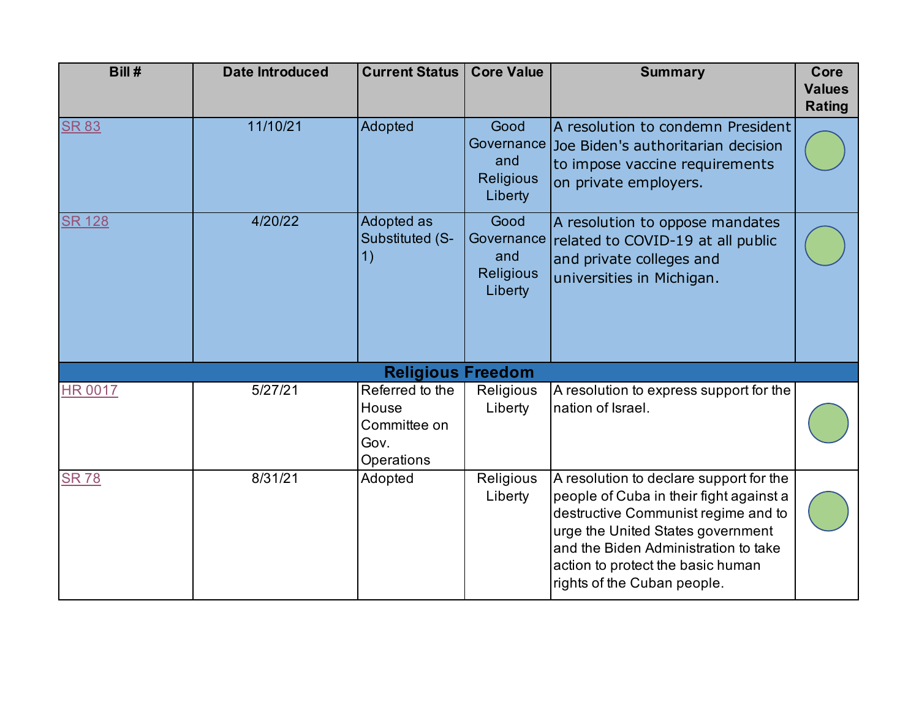| Bill # | Date Introduced | Current Status | Core Value | Summary | Core Values Rating |
|---|---|---|---|---|---|
| SR 83 | 11/10/21 | Adopted | Good Governance and Religious Liberty | A resolution to condemn President Joe Biden's authoritarian decision to impose vaccine requirements on private employers. | |
| SR 128 | 4/20/22 | Adopted as Substituted (S-1) | Good Governance and Religious Liberty | A resolution to oppose mandates related to COVID-19 at all public and private colleges and universities in Michigan. | |
| **Religious Freedom** | | | | | |
| HR 0017 | 5/27/21 | Referred to the House Committee on Gov. Operations | Religious Liberty | A resolution to express support for the nation of Israel. | |
| SR 78 | 8/31/21 | Adopted | Religious Liberty | A resolution to declare support for the people of Cuba in their fight against a destructive Communist regime and to urge the United States government and the Biden Administration to take action to protect the basic human rights of the Cuban people. | |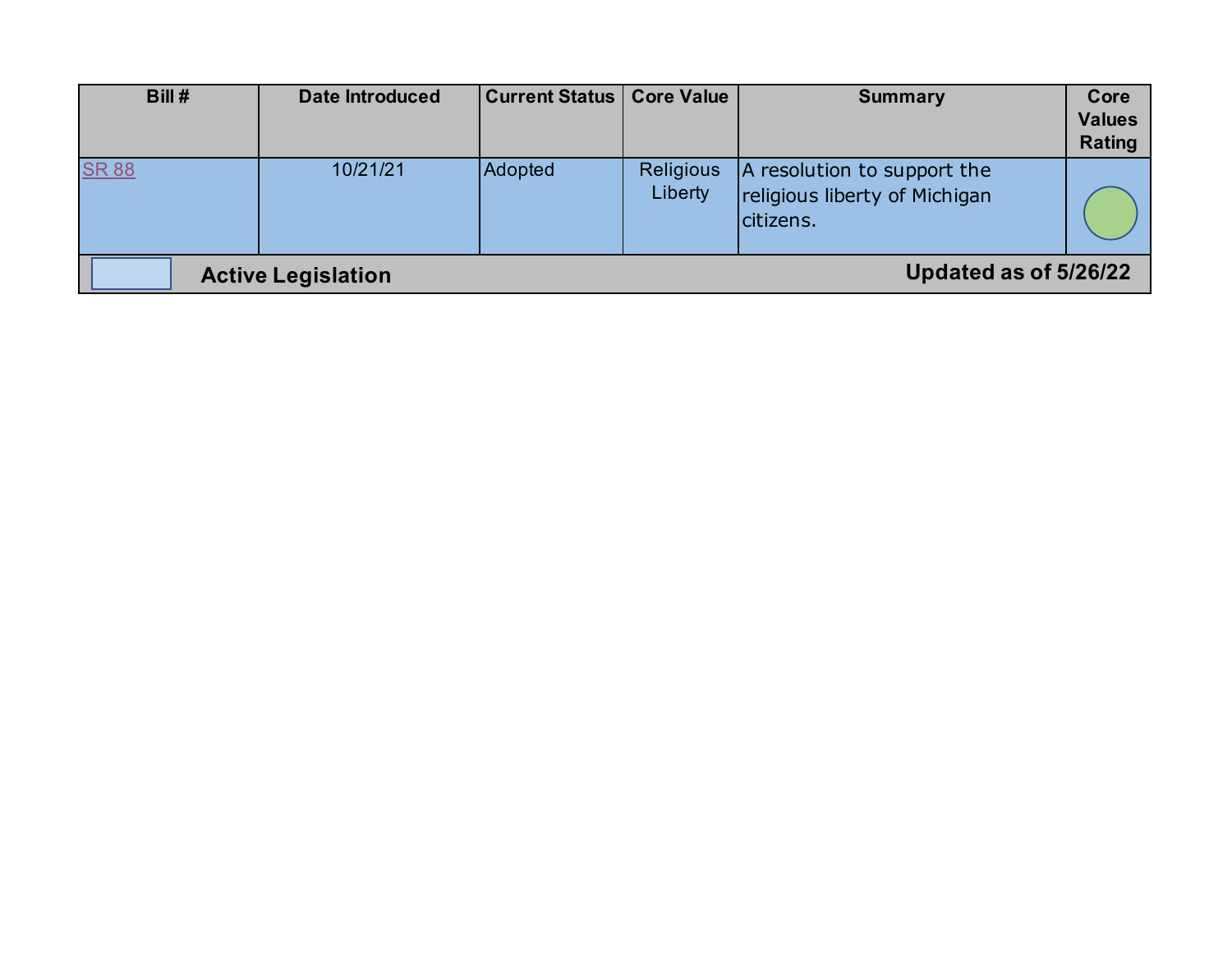| Bill # | Date Introduced | Current Status | Core Value | Summary | Core Values Rating |
|---|---|---|---|---|---|
| SR 88 | 10/21/21 | Adopted | Religious Liberty | A resolution to support the religious liberty of Michigan citizens. | |

Active Legislation

Updated as of 5/26/22